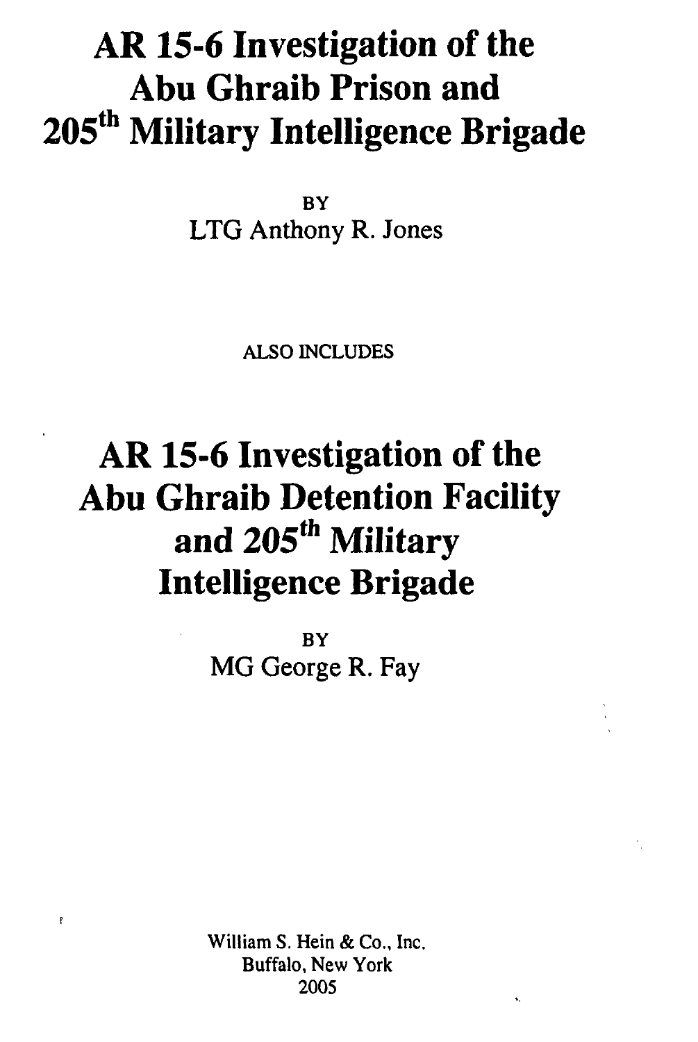# AR 15-6 Investigation of the Abu Ghraib Prison and 205th Military Intelligence Brigade

BY

LTG Anthony R. Jones

ALSO INCLUDES

# AR 15-6 Investigation of the Abu Ghraib Detention Facility and 205th Military Intelligence Brigade

BY

MG George R. Fay

William S. Hein & Co., Inc.
Buffalo, New York
2005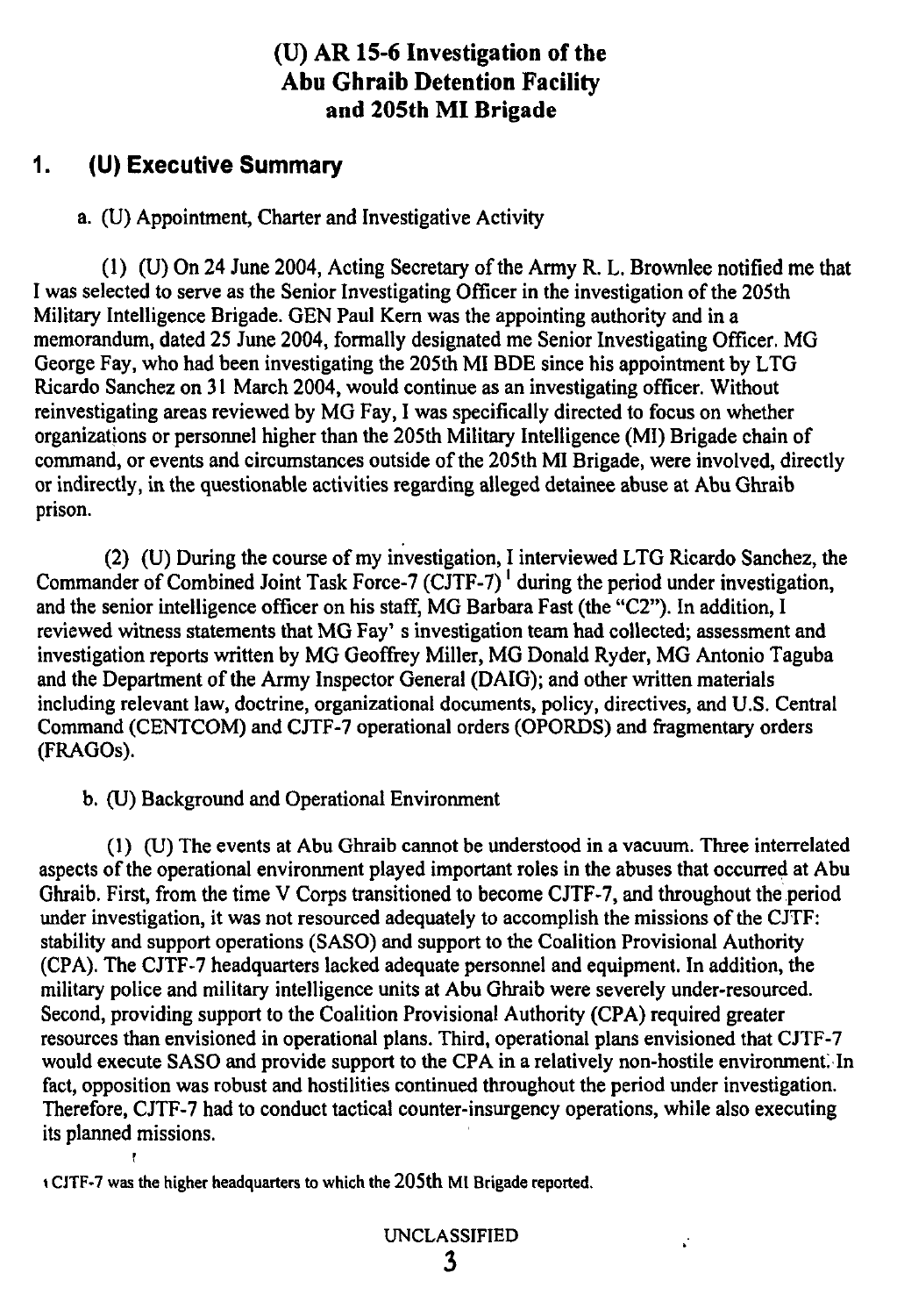# (U) AR 15-6 Investigation of the Abu Ghraib Detention Facility and 205th MI Brigade

## 1. (U) Executive Summary

a. (U) Appointment, Charter and Investigative Activity

(1) (U) On 24 June 2004, Acting Secretary of the Army R. L. Brownlee notified me that I was selected to serve as the Senior Investigating Officer in the investigation of the 205th Military Intelligence Brigade. GEN Paul Kern was the appointing authority and in a memorandum, dated 25 June 2004, formally designated me Senior Investigating Officer. MG George Fay, who had been investigating the 205th MI BDE since his appointment by LTG Ricardo Sanchez on 31 March 2004, would continue as an investigating officer. Without reinvestigating areas reviewed by MG Fay, I was specifically directed to focus on whether organizations or personnel higher than the 205th Military Intelligence (MI) Brigade chain of command, or events and circumstances outside of the 205th MI Brigade, were involved, directly or indirectly, in the questionable activities regarding alleged detainee abuse at Abu Ghraib prison.

(2) (U) During the course of my investigation, I interviewed LTG Ricardo Sanchez, the Commander of Combined Joint Task Force-7 (CJTF-7) [1] during the period under investigation, and the senior intelligence officer on his staff, MG Barbara Fast (the "C2"). In addition, I reviewed witness statements that MG Fay' s investigation team had collected; assessment and investigation reports written by MG Geoffrey Miller, MG Donald Ryder, MG Antonio Taguba and the Department of the Army Inspector General (DAIG); and other written materials including relevant law, doctrine, organizational documents, policy, directives, and U.S. Central Command (CENTCOM) and CJTF-7 operational orders (OPORDS) and fragmentary orders (FRAGOs).

b. (U) Background and Operational Environment

(1) (U) The events at Abu Ghraib cannot be understood in a vacuum. Three interrelated aspects of the operational environment played important roles in the abuses that occurred at Abu Ghraib. First, from the time V Corps transitioned to become CJTF-7, and throughout the period under investigation, it was not resourced adequately to accomplish the missions of the CJTF: stability and support operations (SASO) and support to the Coalition Provisional Authority (CPA). The CJTF-7 headquarters lacked adequate personnel and equipment. In addition, the military police and military intelligence units at Abu Ghraib were severely under-resourced. Second, providing support to the Coalition Provisional Authority (CPA) required greater resources than envisioned in operational plans. Third, operational plans envisioned that CJTF-7 would execute SASO and provide support to the CPA in a relatively non-hostile environment. In fact, opposition was robust and hostilities continued throughout the period under investigation. Therefore, CJTF-7 had to conduct tactical counter-insurgency operations, while also executing its planned missions.

[1] CJTF-7 was the higher headquarters to which the 205th MI Brigade reported.

UNCLASSIFIED